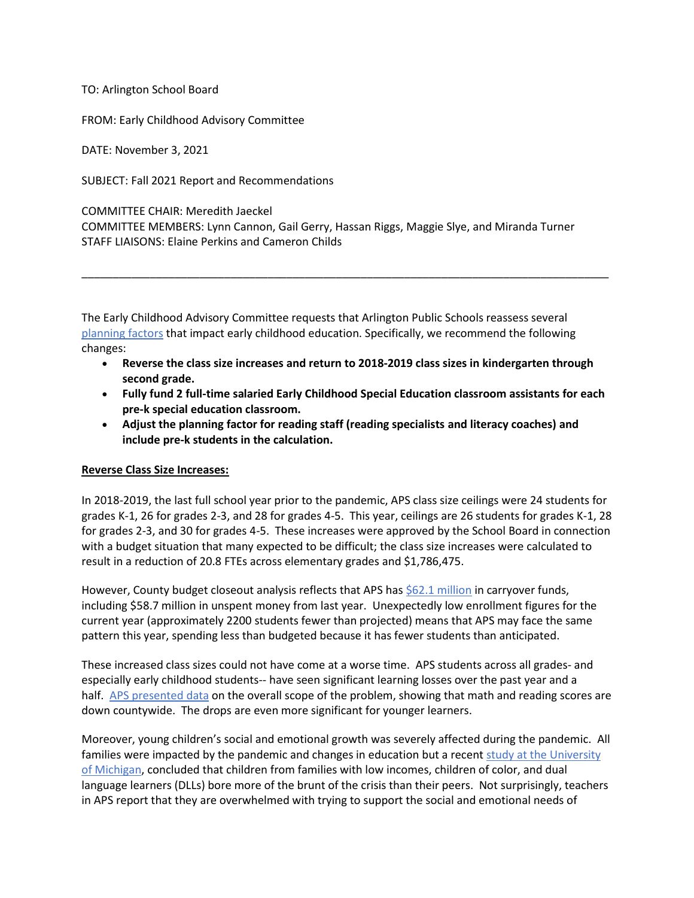TO: Arlington School Board

FROM: Early Childhood Advisory Committee

DATE: November 3, 2021

SUBJECT: Fall 2021 Report and Recommendations

COMMITTEE CHAIR: Meredith Jaeckel
COMMITTEE MEMBERS: Lynn Cannon, Gail Gerry, Hassan Riggs, Maggie Slye, and Miranda Turner
STAFF LIAISONS: Elaine Perkins and Cameron Childs

---

The Early Childhood Advisory Committee requests that Arlington Public Schools reassess several planning factors that impact early childhood education. Specifically, we recommend the following changes:

- **Reverse the class size increases and return to 2018-2019 class sizes in kindergarten through second grade.**
- **Fully fund 2 full-time salaried Early Childhood Special Education classroom assistants for each pre-k special education classroom.**
- **Adjust the planning factor for reading staff (reading specialists and literacy coaches) and include pre-k students in the calculation.**

**Reverse Class Size Increases:**

In 2018-2019, the last full school year prior to the pandemic, APS class size ceilings were 24 students for grades K-1, 26 for grades 2-3, and 28 for grades 4-5. This year, ceilings are 26 students for grades K-1, 28 for grades 2-3, and 30 for grades 4-5. These increases were approved by the School Board in connection with a budget situation that many expected to be difficult; the class size increases were calculated to result in a reduction of 20.8 FTEs across elementary grades and $1,786,475.

However, County budget closeout analysis reflects that APS has $62.1 million in carryover funds, including $58.7 million in unspent money from last year. Unexpectedly low enrollment figures for the current year (approximately 2200 students fewer than projected) means that APS may face the same pattern this year, spending less than budgeted because it has fewer students than anticipated.

These increased class sizes could not have come at a worse time. APS students across all grades- and especially early childhood students-- have seen significant learning losses over the past year and a half. APS presented data on the overall scope of the problem, showing that math and reading scores are down countywide. The drops are even more significant for younger learners.

Moreover, young children's social and emotional growth was severely affected during the pandemic. All families were impacted by the pandemic and changes in education but a recent study at the University of Michigan, concluded that children from families with low incomes, children of color, and dual language learners (DLLs) bore more of the brunt of the crisis than their peers. Not surprisingly, teachers in APS report that they are overwhelmed with trying to support the social and emotional needs of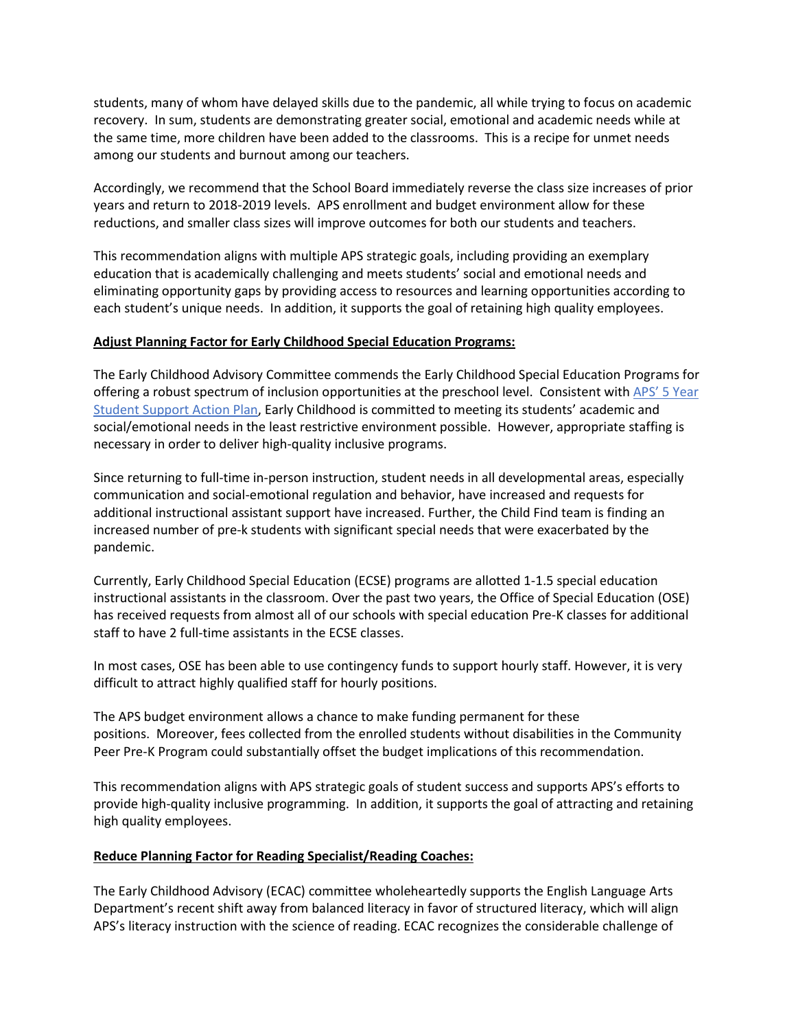students, many of whom have delayed skills due to the pandemic, all while trying to focus on academic recovery. In sum, students are demonstrating greater social, emotional and academic needs while at the same time, more children have been added to the classrooms. This is a recipe for unmet needs among our students and burnout among our teachers.

Accordingly, we recommend that the School Board immediately reverse the class size increases of prior years and return to 2018-2019 levels. APS enrollment and budget environment allow for these reductions, and smaller class sizes will improve outcomes for both our students and teachers.

This recommendation aligns with multiple APS strategic goals, including providing an exemplary education that is academically challenging and meets students' social and emotional needs and eliminating opportunity gaps by providing access to resources and learning opportunities according to each student's unique needs. In addition, it supports the goal of retaining high quality employees.

**Adjust Planning Factor for Early Childhood Special Education Programs:**

The Early Childhood Advisory Committee commends the Early Childhood Special Education Programs for offering a robust spectrum of inclusion opportunities at the preschool level. Consistent with [APS' 5 Year Student Support Action Plan](), Early Childhood is committed to meeting its students' academic and social/emotional needs in the least restrictive environment possible. However, appropriate staffing is necessary in order to deliver high-quality inclusive programs.

Since returning to full-time in-person instruction, student needs in all developmental areas, especially communication and social-emotional regulation and behavior, have increased and requests for additional instructional assistant support have increased. Further, the Child Find team is finding an increased number of pre-k students with significant special needs that were exacerbated by the pandemic.

Currently, Early Childhood Special Education (ECSE) programs are allotted 1-1.5 special education instructional assistants in the classroom. Over the past two years, the Office of Special Education (OSE) has received requests from almost all of our schools with special education Pre-K classes for additional staff to have 2 full-time assistants in the ECSE classes.

In most cases, OSE has been able to use contingency funds to support hourly staff. However, it is very difficult to attract highly qualified staff for hourly positions.

The APS budget environment allows a chance to make funding permanent for these positions. Moreover, fees collected from the enrolled students without disabilities in the Community Peer Pre-K Program could substantially offset the budget implications of this recommendation.

This recommendation aligns with APS strategic goals of student success and supports APS's efforts to provide high-quality inclusive programming. In addition, it supports the goal of attracting and retaining high quality employees.

**Reduce Planning Factor for Reading Specialist/Reading Coaches:**

The Early Childhood Advisory (ECAC) committee wholeheartedly supports the English Language Arts Department's recent shift away from balanced literacy in favor of structured literacy, which will align APS's literacy instruction with the science of reading. ECAC recognizes the considerable challenge of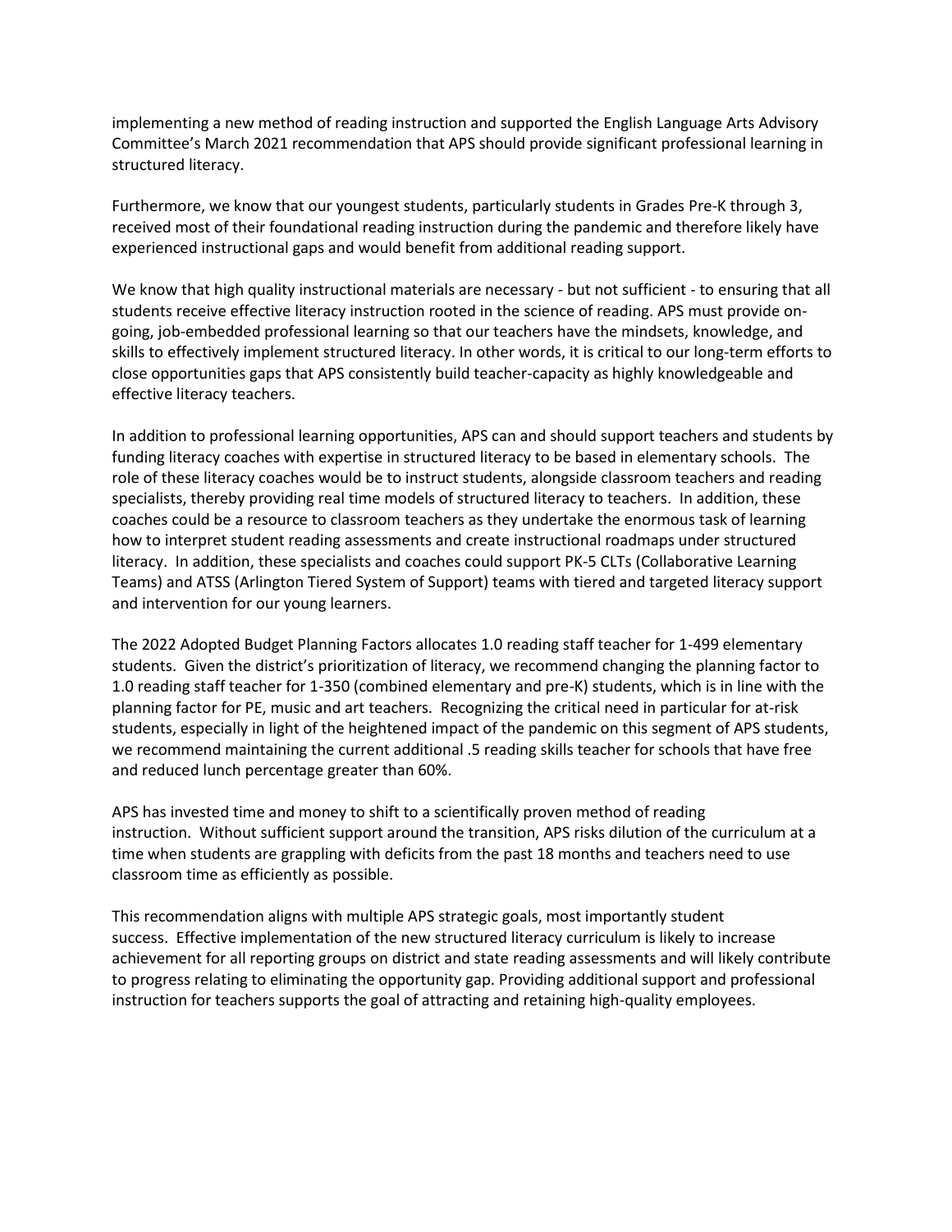implementing a new method of reading instruction and supported the English Language Arts Advisory Committee's March 2021 recommendation that APS should provide significant professional learning in structured literacy.

Furthermore, we know that our youngest students, particularly students in Grades Pre-K through 3, received most of their foundational reading instruction during the pandemic and therefore likely have experienced instructional gaps and would benefit from additional reading support.

We know that high quality instructional materials are necessary - but not sufficient - to ensuring that all students receive effective literacy instruction rooted in the science of reading. APS must provide on-going, job-embedded professional learning so that our teachers have the mindsets, knowledge, and skills to effectively implement structured literacy. In other words, it is critical to our long-term efforts to close opportunities gaps that APS consistently build teacher-capacity as highly knowledgeable and effective literacy teachers.

In addition to professional learning opportunities, APS can and should support teachers and students by funding literacy coaches with expertise in structured literacy to be based in elementary schools. The role of these literacy coaches would be to instruct students, alongside classroom teachers and reading specialists, thereby providing real time models of structured literacy to teachers. In addition, these coaches could be a resource to classroom teachers as they undertake the enormous task of learning how to interpret student reading assessments and create instructional roadmaps under structured literacy. In addition, these specialists and coaches could support PK-5 CLTs (Collaborative Learning Teams) and ATSS (Arlington Tiered System of Support) teams with tiered and targeted literacy support and intervention for our young learners.

The 2022 Adopted Budget Planning Factors allocates 1.0 reading staff teacher for 1-499 elementary students. Given the district's prioritization of literacy, we recommend changing the planning factor to 1.0 reading staff teacher for 1-350 (combined elementary and pre-K) students, which is in line with the planning factor for PE, music and art teachers. Recognizing the critical need in particular for at-risk students, especially in light of the heightened impact of the pandemic on this segment of APS students, we recommend maintaining the current additional .5 reading skills teacher for schools that have free and reduced lunch percentage greater than 60%.

APS has invested time and money to shift to a scientifically proven method of reading instruction. Without sufficient support around the transition, APS risks dilution of the curriculum at a time when students are grappling with deficits from the past 18 months and teachers need to use classroom time as efficiently as possible.

This recommendation aligns with multiple APS strategic goals, most importantly student success. Effective implementation of the new structured literacy curriculum is likely to increase achievement for all reporting groups on district and state reading assessments and will likely contribute to progress relating to eliminating the opportunity gap. Providing additional support and professional instruction for teachers supports the goal of attracting and retaining high-quality employees.